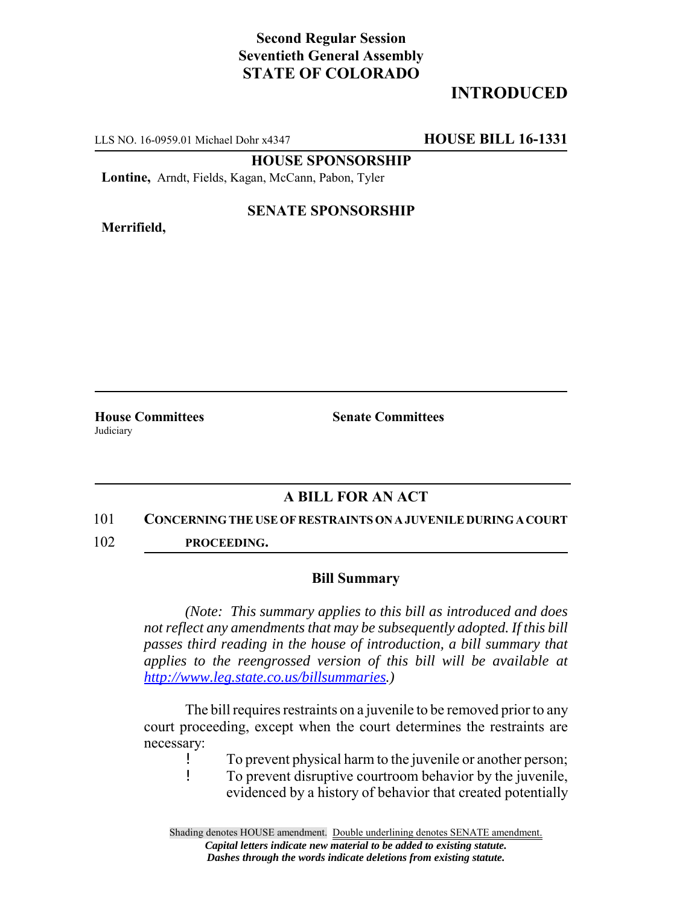**Second Regular Session**
**Seventieth General Assembly**
**STATE OF COLORADO**

## INTRODUCED

LLS NO. 16-0959.01 Michael Dohr x4347 **HOUSE BILL 16-1331**

**HOUSE SPONSORSHIP**

**Lontine,** Arndt, Fields, Kagan, McCann, Pabon, Tyler

**SENATE SPONSORSHIP**

**Merrifield,**

**House Committees**
Judiciary

**Senate Committees**

### A BILL FOR AN ACT

101 **CONCERNING THE USE OF RESTRAINTS ON A JUVENILE DURING A COURT**
102 **PROCEEDING.**

### Bill Summary

*(Note: This summary applies to this bill as introduced and does not reflect any amendments that may be subsequently adopted. If this bill passes third reading in the house of introduction, a bill summary that applies to the reengrossed version of this bill will be available at http://www.leg.state.co.us/billsummaries.)*

The bill requires restraints on a juvenile to be removed prior to any court proceeding, except when the court determines the restraints are necessary:

- To prevent physical harm to the juvenile or another person;
- To prevent disruptive courtroom behavior by the juvenile, evidenced by a history of behavior that created potentially

Shading denotes HOUSE amendment. Double underlining denotes SENATE amendment.
*Capital letters indicate new material to be added to existing statute.*
*Dashes through the words indicate deletions from existing statute.*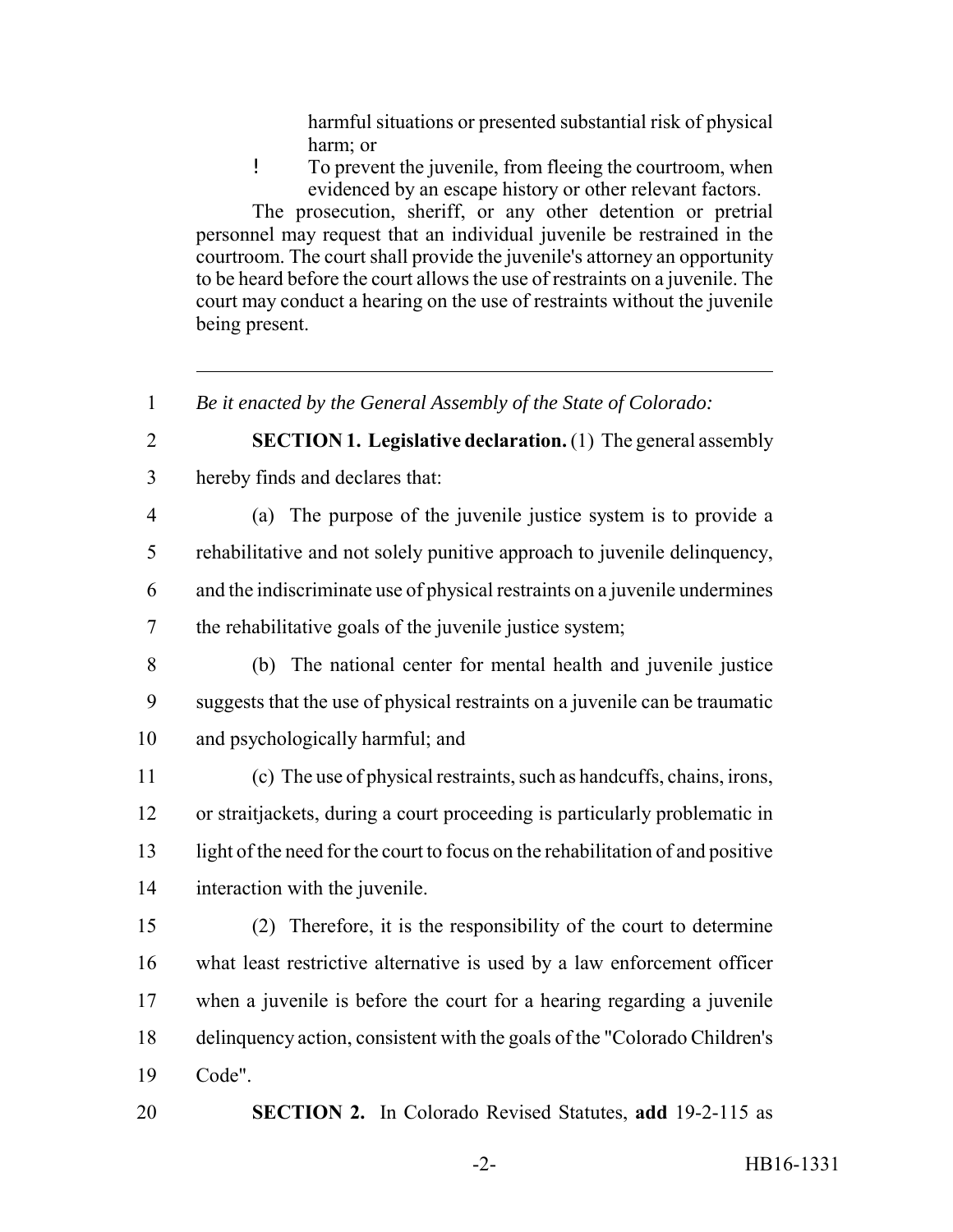harmful situations or presented substantial risk of physical harm; or

- To prevent the juvenile, from fleeing the courtroom, when evidenced by an escape history or other relevant factors.

The prosecution, sheriff, or any other detention or pretrial personnel may request that an individual juvenile be restrained in the courtroom. The court shall provide the juvenile's attorney an opportunity to be heard before the court allows the use of restraints on a juvenile. The court may conduct a hearing on the use of restraints without the juvenile being present.

---

1 *Be it enacted by the General Assembly of the State of Colorado:*

2 **SECTION 1. Legislative declaration.** (1) The general assembly
3 hereby finds and declares that:

4 (a) The purpose of the juvenile justice system is to provide a
5 rehabilitative and not solely punitive approach to juvenile delinquency,
6 and the indiscriminate use of physical restraints on a juvenile undermines
7 the rehabilitative goals of the juvenile justice system;

8 (b) The national center for mental health and juvenile justice
9 suggests that the use of physical restraints on a juvenile can be traumatic
10 and psychologically harmful; and

11 (c) The use of physical restraints, such as handcuffs, chains, irons,
12 or straitjackets, during a court proceeding is particularly problematic in
13 light of the need for the court to focus on the rehabilitation of and positive
14 interaction with the juvenile.

15 (2) Therefore, it is the responsibility of the court to determine
16 what least restrictive alternative is used by a law enforcement officer
17 when a juvenile is before the court for a hearing regarding a juvenile
18 delinquency action, consistent with the goals of the "Colorado Children's
19 Code".

20 **SECTION 2.** In Colorado Revised Statutes, **add** 19-2-115 as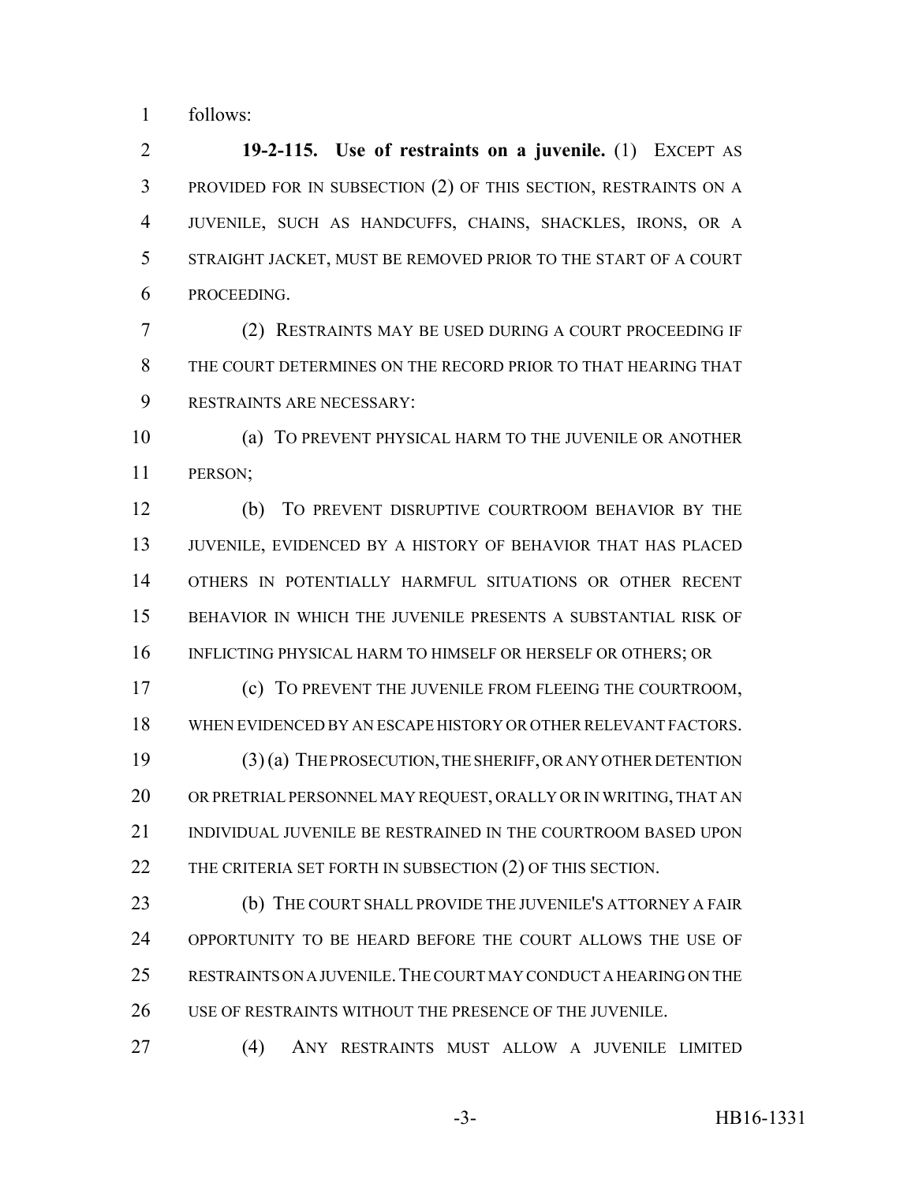follows:

**19-2-115. Use of restraints on a juvenile.** (1) EXCEPT AS PROVIDED FOR IN SUBSECTION (2) OF THIS SECTION, RESTRAINTS ON A JUVENILE, SUCH AS HANDCUFFS, CHAINS, SHACKLES, IRONS, OR A STRAIGHT JACKET, MUST BE REMOVED PRIOR TO THE START OF A COURT PROCEEDING.

(2) RESTRAINTS MAY BE USED DURING A COURT PROCEEDING IF THE COURT DETERMINES ON THE RECORD PRIOR TO THAT HEARING THAT RESTRAINTS ARE NECESSARY:

(a) TO PREVENT PHYSICAL HARM TO THE JUVENILE OR ANOTHER PERSON;

(b) TO PREVENT DISRUPTIVE COURTROOM BEHAVIOR BY THE JUVENILE, EVIDENCED BY A HISTORY OF BEHAVIOR THAT HAS PLACED OTHERS IN POTENTIALLY HARMFUL SITUATIONS OR OTHER RECENT BEHAVIOR IN WHICH THE JUVENILE PRESENTS A SUBSTANTIAL RISK OF INFLICTING PHYSICAL HARM TO HIMSELF OR HERSELF OR OTHERS; OR

(c) TO PREVENT THE JUVENILE FROM FLEEING THE COURTROOM, WHEN EVIDENCED BY AN ESCAPE HISTORY OR OTHER RELEVANT FACTORS.

(3) (a) THE PROSECUTION, THE SHERIFF, OR ANY OTHER DETENTION OR PRETRIAL PERSONNEL MAY REQUEST, ORALLY OR IN WRITING, THAT AN INDIVIDUAL JUVENILE BE RESTRAINED IN THE COURTROOM BASED UPON THE CRITERIA SET FORTH IN SUBSECTION (2) OF THIS SECTION.

(b) THE COURT SHALL PROVIDE THE JUVENILE'S ATTORNEY A FAIR OPPORTUNITY TO BE HEARD BEFORE THE COURT ALLOWS THE USE OF RESTRAINTS ON A JUVENILE. THE COURT MAY CONDUCT A HEARING ON THE USE OF RESTRAINTS WITHOUT THE PRESENCE OF THE JUVENILE.

(4) ANY RESTRAINTS MUST ALLOW A JUVENILE LIMITED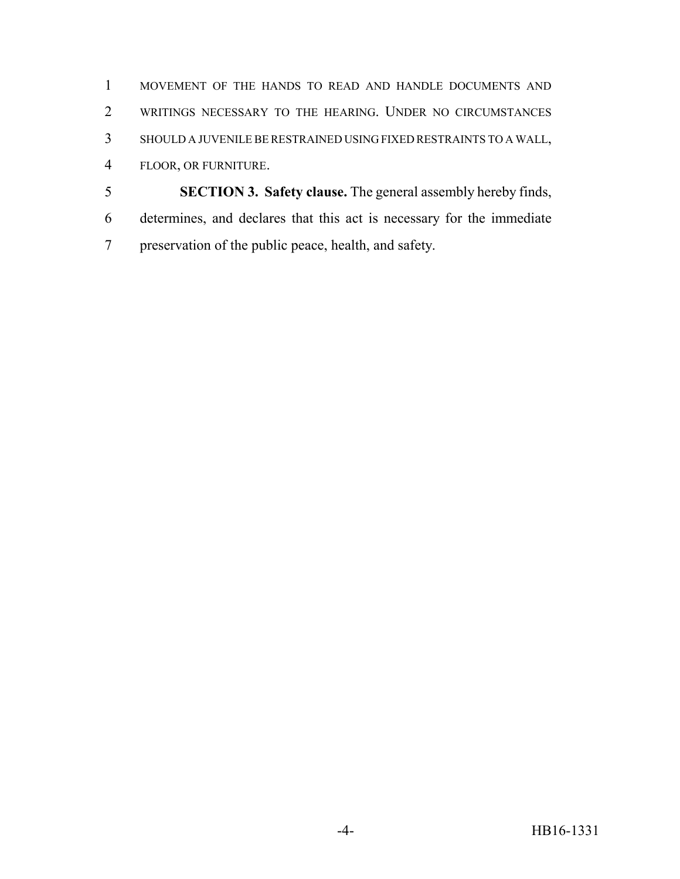MOVEMENT OF THE HANDS TO READ AND HANDLE DOCUMENTS AND WRITINGS NECESSARY TO THE HEARING. UNDER NO CIRCUMSTANCES SHOULD A JUVENILE BE RESTRAINED USING FIXED RESTRAINTS TO A WALL, FLOOR, OR FURNITURE.

**SECTION 3. Safety clause.** The general assembly hereby finds, determines, and declares that this act is necessary for the immediate preservation of the public peace, health, and safety.